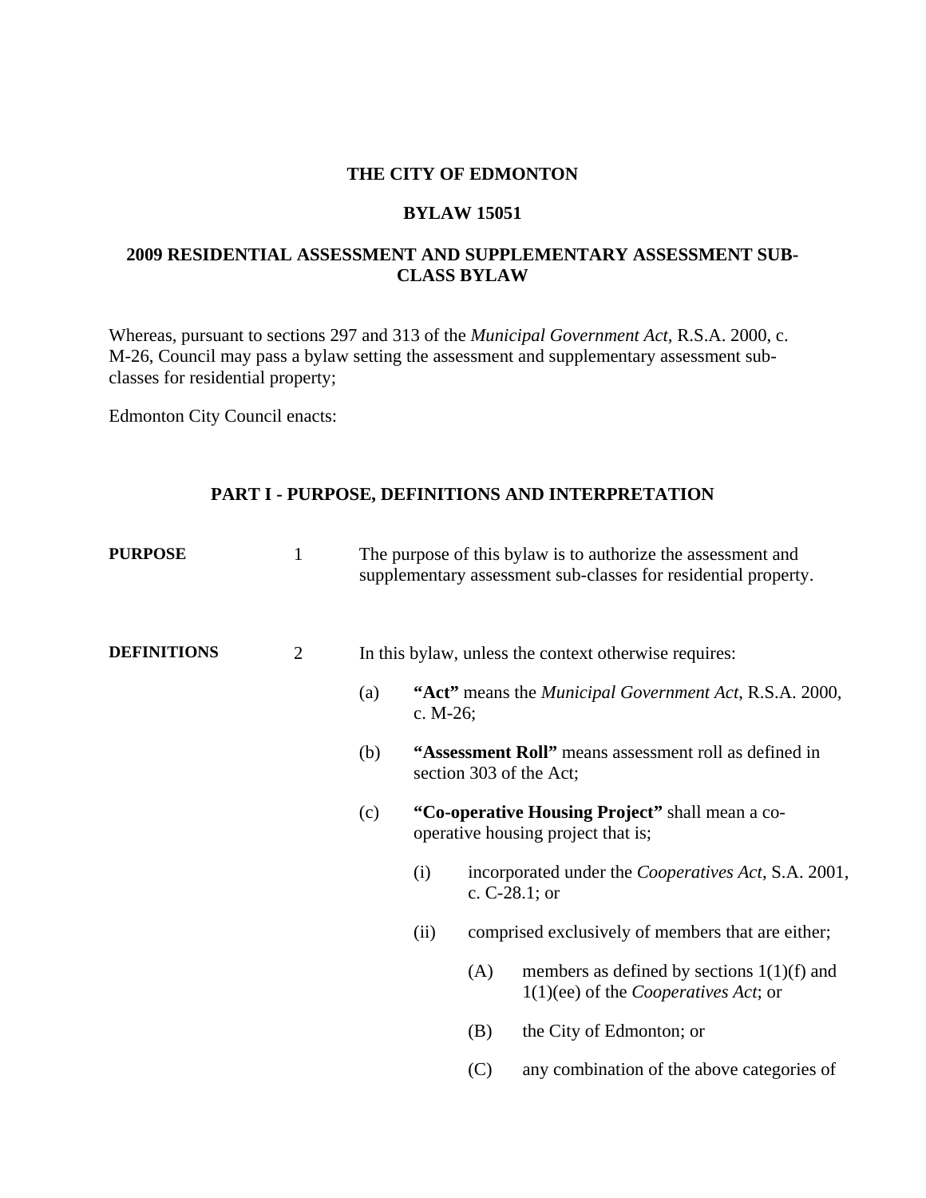# THE CITY OF EDMONTON

## BYLAW 15051

## 2009 RESIDENTIAL ASSESSMENT AND SUPPLEMENTARY ASSESSMENT SUB-CLASS BYLAW

Whereas, pursuant to sections 297 and 313 of the *Municipal Government Act*, R.S.A. 2000, c. M-26, Council may pass a bylaw setting the assessment and supplementary assessment sub-classes for residential property;

Edmonton City Council enacts:

### PART I - PURPOSE, DEFINITIONS AND INTERPRETATION

**PURPOSE**

1 The purpose of this bylaw is to authorize the assessment and supplementary assessment sub-classes for residential property.

**DEFINITIONS**

2 In this bylaw, unless the context otherwise requires:

(a) **"Act"** means the *Municipal Government Act*, R.S.A. 2000, c. M-26;

(b) **"Assessment Roll"** means assessment roll as defined in section 303 of the Act;

(c) **"Co-operative Housing Project"** shall mean a co-operative housing project that is;

(i) incorporated under the *Cooperatives Act*, S.A. 2001, c. C-28.1; or

(ii) comprised exclusively of members that are either;

(A) members as defined by sections 1(1)(f) and 1(1)(ee) of the *Cooperatives Act*; or

(B) the City of Edmonton; or

(C) any combination of the above categories of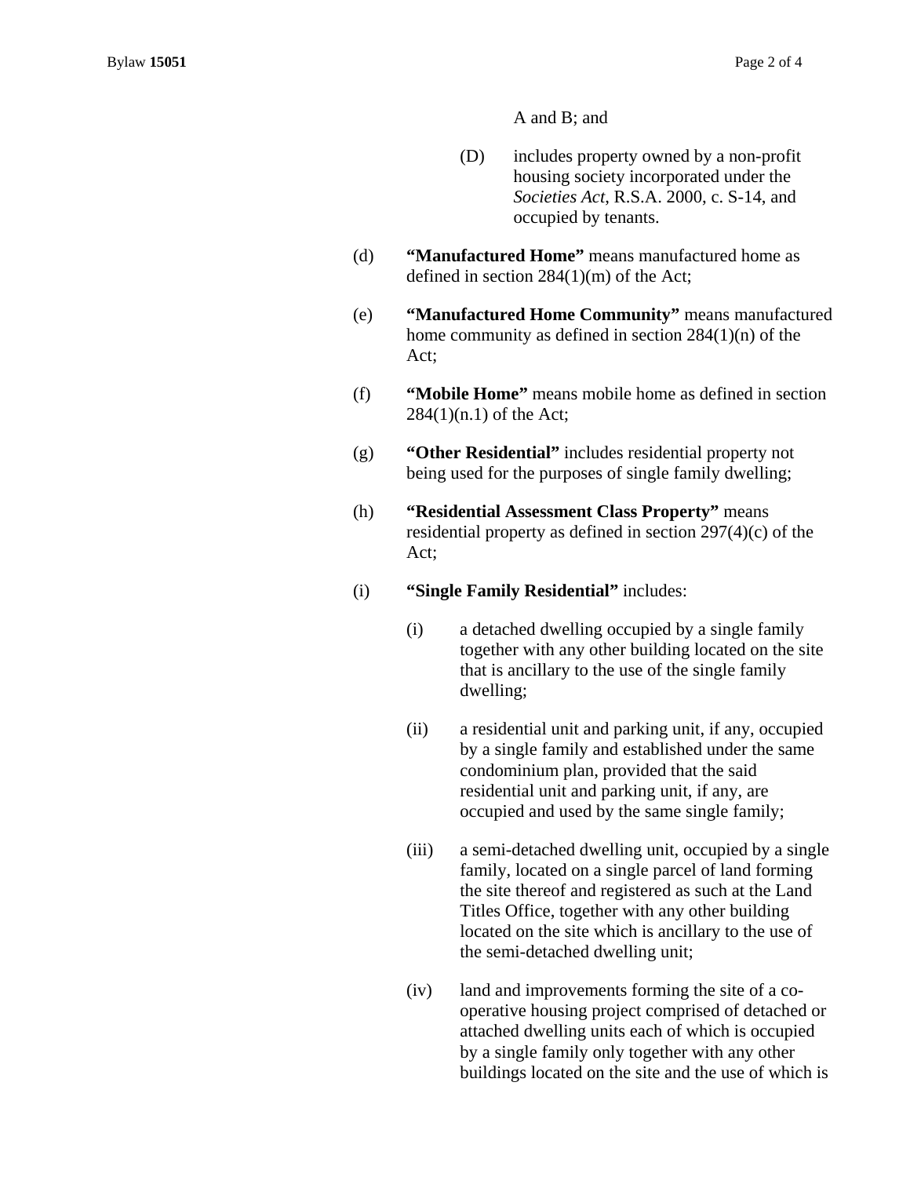A and B; and

(D) includes property owned by a non-profit housing society incorporated under the *Societies Act*, R.S.A. 2000, c. S-14, and occupied by tenants.

(d) **"Manufactured Home"** means manufactured home as defined in section 284(1)(m) of the Act;

(e) **"Manufactured Home Community"** means manufactured home community as defined in section 284(1)(n) of the Act;

(f) **"Mobile Home"** means mobile home as defined in section 284(1)(n.1) of the Act;

(g) **"Other Residential"** includes residential property not being used for the purposes of single family dwelling;

(h) **"Residential Assessment Class Property"** means residential property as defined in section 297(4)(c) of the Act;

(i) **"Single Family Residential"** includes:

(i) a detached dwelling occupied by a single family together with any other building located on the site that is ancillary to the use of the single family dwelling;

(ii) a residential unit and parking unit, if any, occupied by a single family and established under the same condominium plan, provided that the said residential unit and parking unit, if any, are occupied and used by the same single family;

(iii) a semi-detached dwelling unit, occupied by a single family, located on a single parcel of land forming the site thereof and registered as such at the Land Titles Office, together with any other building located on the site which is ancillary to the use of the semi-detached dwelling unit;

(iv) land and improvements forming the site of a co-operative housing project comprised of detached or attached dwelling units each of which is occupied by a single family only together with any other buildings located on the site and the use of which is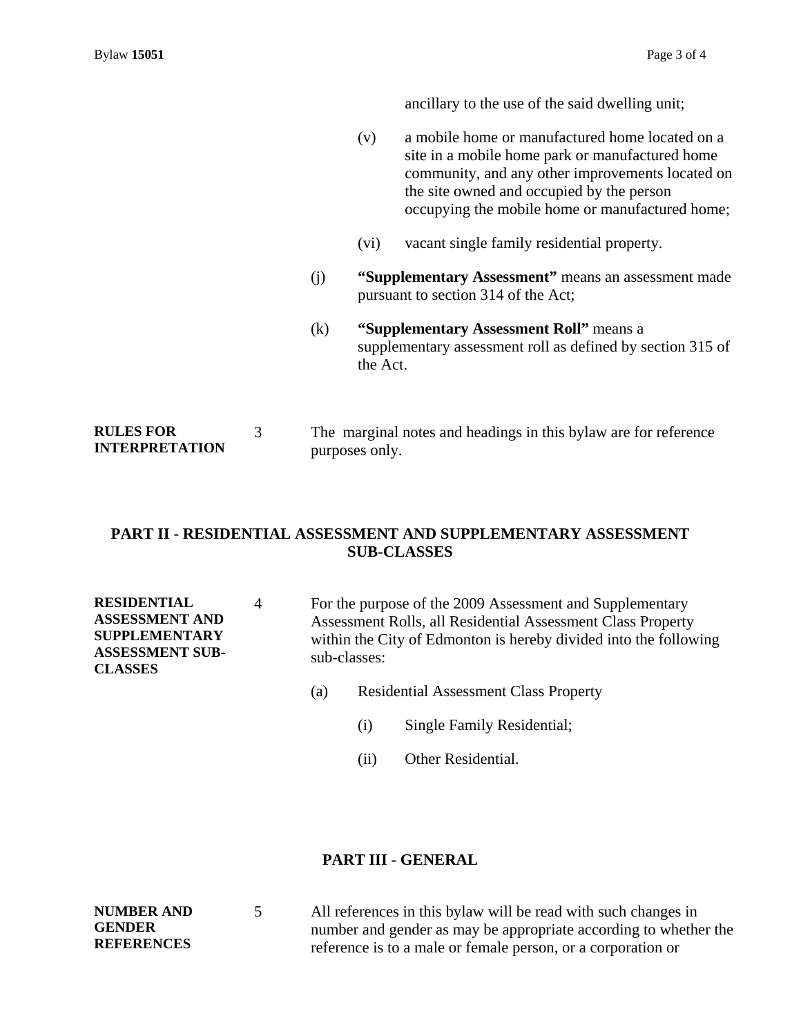ancillary to the use of the said dwelling unit;

(v) a mobile home or manufactured home located on a site in a mobile home park or manufactured home community, and any other improvements located on the site owned and occupied by the person occupying the mobile home or manufactured home;

(vi) vacant single family residential property.

(j) **"Supplementary Assessment"** means an assessment made pursuant to section 314 of the Act;

(k) **"Supplementary Assessment Roll"** means a supplementary assessment roll as defined by section 315 of the Act.

**RULES FOR INTERPRETATION**

3 The marginal notes and headings in this bylaw are for reference purposes only.

## PART II - RESIDENTIAL ASSESSMENT AND SUPPLEMENTARY ASSESSMENT SUB-CLASSES

**RESIDENTIAL ASSESSMENT AND SUPPLEMENTARY ASSESSMENT SUB-CLASSES**

4 For the purpose of the 2009 Assessment and Supplementary Assessment Rolls, all Residential Assessment Class Property within the City of Edmonton is hereby divided into the following sub-classes:

(a) Residential Assessment Class Property

(i) Single Family Residential;

(ii) Other Residential.

## PART III - GENERAL

**NUMBER AND GENDER REFERENCES**

5 All references in this bylaw will be read with such changes in number and gender as may be appropriate according to whether the reference is to a male or female person, or a corporation or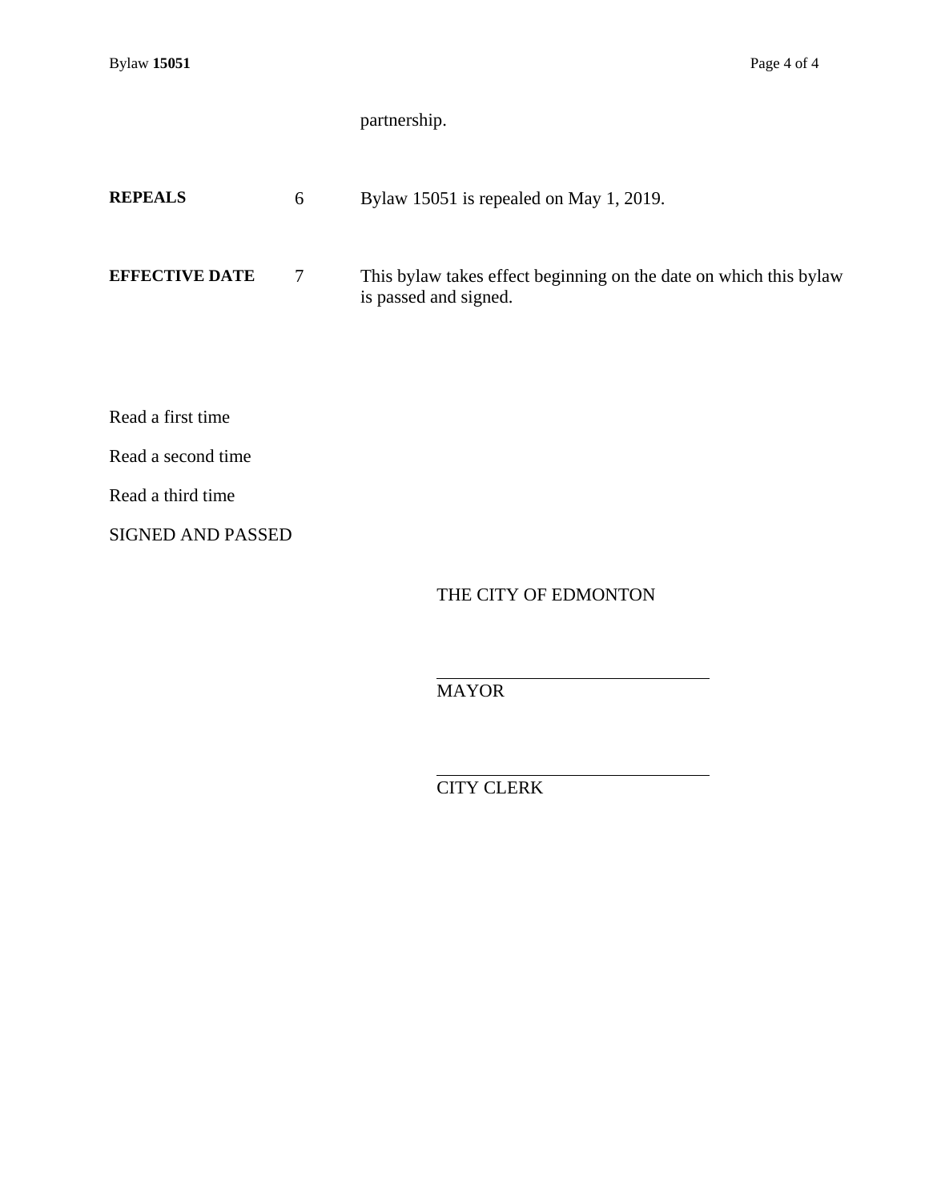partnership.

**REPEALS** 6 Bylaw 15051 is repealed on May 1, 2019.

**EFFECTIVE DATE** 7 This bylaw takes effect beginning on the date on which this bylaw is passed and signed.

Read a first time

Read a second time

Read a third time

SIGNED AND PASSED

THE CITY OF EDMONTON

\_\_\_\_\_\_\_\_\_\_\_\_\_\_\_\_\_\_\_\_\_\_\_\_\_\_\_\_\_\_

MAYOR

\_\_\_\_\_\_\_\_\_\_\_\_\_\_\_\_\_\_\_\_\_\_\_\_\_\_\_\_\_\_

CITY CLERK